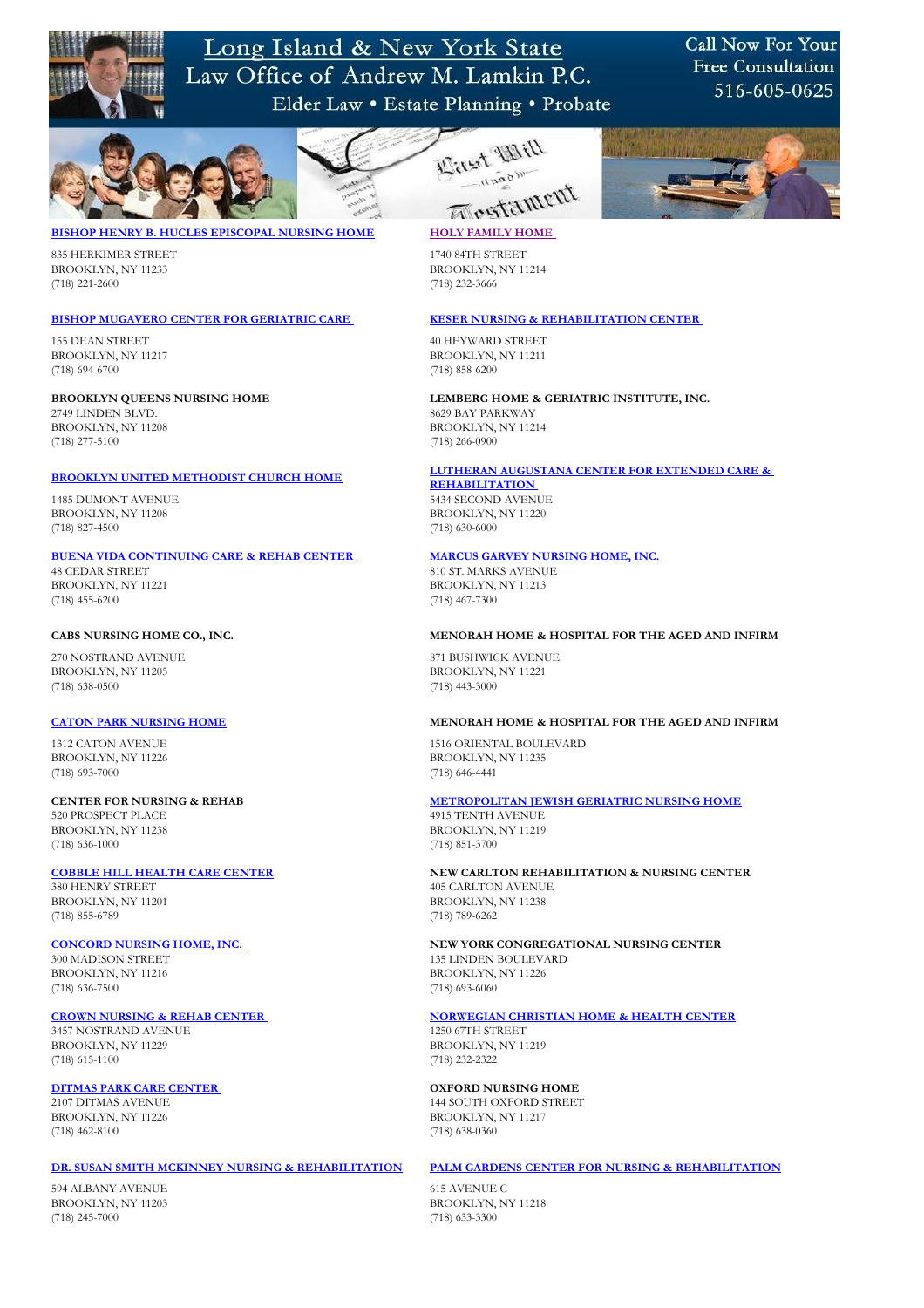# Long Island & New York State
## Law Office of Andrew M. Lamkin P.C.
Elder Law • Estate Planning • Probate

Call Now For Your Free Consultation 516-605-0625

**BISHOP HENRY B. HUCLES EPISCOPAL NURSING HOME**
835 HERKIMER STREET
BROOKLYN, NY 11233
(718) 221-2600

**BISHOP MUGAVERO CENTER FOR GERIATRIC CARE**
155 DEAN STREET
BROOKLYN, NY 11217
(718) 694-6700

**BROOKLYN QUEENS NURSING HOME**
2749 LINDEN BLVD.
BROOKLYN, NY 11208
(718) 277-5100

**BROOKLYN UNITED METHODIST CHURCH HOME**
1485 DUMONT AVENUE
BROOKLYN, NY 11208
(718) 827-4500

**BUENA VIDA CONTINUING CARE & REHAB CENTER**
48 CEDAR STREET
BROOKLYN, NY 11221
(718) 455-6200

**CABS NURSING HOME CO., INC.**
270 NOSTRAND AVENUE
BROOKLYN, NY 11205
(718) 638-0500

**CATON PARK NURSING HOME**
1312 CATON AVENUE
BROOKLYN, NY 11226
(718) 693-7000

**CENTER FOR NURSING & REHAB**
520 PROSPECT PLACE
BROOKLYN, NY 11238
(718) 636-1000

**COBBLE HILL HEALTH CARE CENTER**
380 HENRY STREET
BROOKLYN, NY 11201
(718) 855-6789

**CONCORD NURSING HOME, INC.**
300 MADISON STREET
BROOKLYN, NY 11216
(718) 636-7500

**CROWN NURSING & REHAB CENTER**
3457 NOSTRAND AVENUE
BROOKLYN, NY 11229
(718) 615-1100

**DITMAS PARK CARE CENTER**
2107 DITMAS AVENUE
BROOKLYN, NY 11226
(718) 462-8100

**DR. SUSAN SMITH MCKINNEY NURSING & REHABILITATION**
594 ALBANY AVENUE
BROOKLYN, NY 11203
(718) 245-7000

**HOLY FAMILY HOME**
1740 84TH STREET
BROOKLYN, NY 11214
(718) 232-3666

**KESER NURSING & REHABILITATION CENTER**
40 HEYWARD STREET
BROOKLYN, NY 11211
(718) 858-6200

**LEMBERG HOME & GERIATRIC INSTITUTE, INC.**
8629 BAY PARKWAY
BROOKLYN, NY 11214
(718) 266-0900

**LUTHERAN AUGUSTANA CENTER FOR EXTENDED CARE & REHABILITATION**
5434 SECOND AVENUE
BROOKLYN, NY 11220
(718) 630-6000

**MARCUS GARVEY NURSING HOME, INC.**
810 ST. MARKS AVENUE
BROOKLYN, NY 11213
(718) 467-7300

**MENORAH HOME & HOSPITAL FOR THE AGED AND INFIRM**
871 BUSHWICK AVENUE
BROOKLYN, NY 11221
(718) 443-3000

**MENORAH HOME & HOSPITAL FOR THE AGED AND INFIRM**
1516 ORIENTAL BOULEVARD
BROOKLYN, NY 11235
(718) 646-4441

**METROPOLITAN JEWISH GERIATRIC NURSING HOME**
4915 TENTH AVENUE
BROOKLYN, NY 11219
(718) 851-3700

**NEW CARLTON REHABILITATION & NURSING CENTER**
405 CARLTON AVENUE
BROOKLYN, NY 11238
(718) 789-6262

**NEW YORK CONGREGATIONAL NURSING CENTER**
135 LINDEN BOULEVARD
BROOKLYN, NY 11226
(718) 693-6060

**NORWEGIAN CHRISTIAN HOME & HEALTH CENTER**
1250 67TH STREET
BROOKLYN, NY 11219
(718) 232-2322

**OXFORD NURSING HOME**
144 SOUTH OXFORD STREET
BROOKLYN, NY 11217
(718) 638-0360

**PALM GARDENS CENTER FOR NURSING & REHABILITATION**
615 AVENUE C
BROOKLYN, NY 11218
(718) 633-3300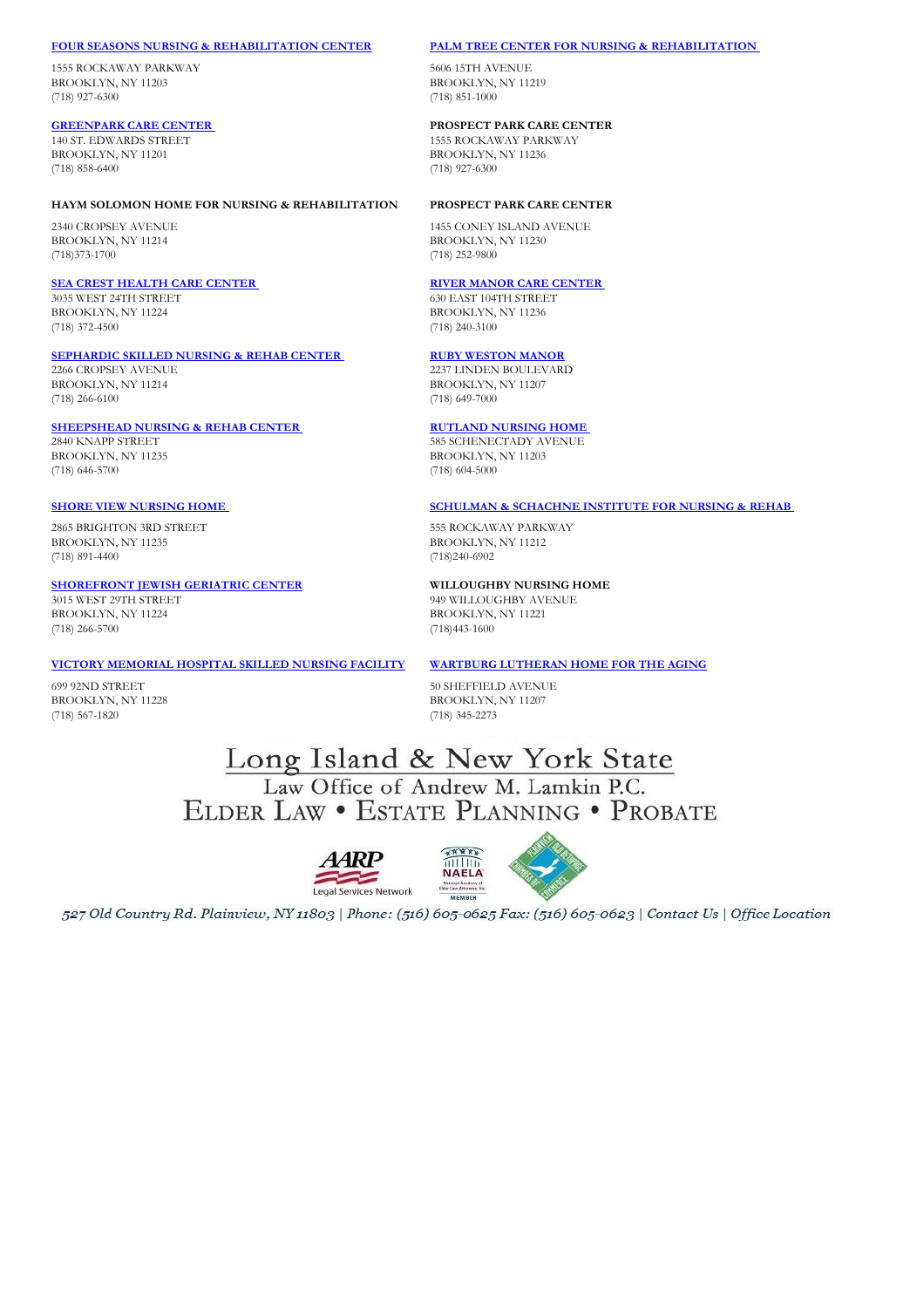**FOUR SEASONS NURSING & REHABILITATION CENTER**

1555 ROCKAWAY PARKWAY
BROOKLYN, NY 11203
(718) 927-6300

**GREENPARK CARE CENTER**

140 ST. EDWARDS STREET
BROOKLYN, NY 11201
(718) 858-6400

**HAYM SOLOMON HOME FOR NURSING & REHABILITATION**

2340 CROPSEY AVENUE
BROOKLYN, NY 11214
(718)373-1700

**SEA CREST HEALTH CARE CENTER**

3035 WEST 24TH STREET
BROOKLYN, NY 11224
(718) 372-4500

**SEPHARDIC SKILLED NURSING & REHAB CENTER**

2266 CROPSEY AVENUE
BROOKLYN, NY 11214
(718) 266-6100

**SHEEPSHEAD NURSING & REHAB CENTER**

2840 KNAPP STREET
BROOKLYN, NY 11235
(718) 646-5700

**SHORE VIEW NURSING HOME**

2865 BRIGHTON 3RD STREET
BROOKLYN, NY 11235
(718) 891-4400

**SHOREFRONT JEWISH GERIATRIC CENTER**

3015 WEST 29TH STREET
BROOKLYN, NY 11224
(718) 266-5700

**VICTORY MEMORIAL HOSPITAL SKILLED NURSING FACILITY**

699 92ND STREET
BROOKLYN, NY 11228
(718) 567-1820

**PALM TREE CENTER FOR NURSING & REHABILITATION**

5606 15TH AVENUE
BROOKLYN, NY 11219
(718) 851-1000

**PROSPECT PARK CARE CENTER**

1555 ROCKAWAY PARKWAY
BROOKLYN, NY 11236
(718) 927-6300

**PROSPECT PARK CARE CENTER**

1455 CONEY ISLAND AVENUE
BROOKLYN, NY 11230
(718) 252-9800

**RIVER MANOR CARE CENTER**

630 EAST 104TH STREET
BROOKLYN, NY 11236
(718) 240-3100

**RUBY WESTON MANOR**

2237 LINDEN BOULEVARD
BROOKLYN, NY 11207
(718) 649-7000

**RUTLAND NURSING HOME**

585 SCHENECTADY AVENUE
BROOKLYN, NY 11203
(718) 604-5000

**SCHULMAN & SCHACHNE INSTITUTE FOR NURSING & REHAB**

555 ROCKAWAY PARKWAY
BROOKLYN, NY 11212
(718)240-6902

**WILLOUGHBY NURSING HOME**

949 WILLOUGHBY AVENUE
BROOKLYN, NY 11221
(718)443-1600

**WARTBURG LUTHERAN HOME FOR THE AGING**

50 SHEFFIELD AVENUE
BROOKLYN, NY 11207
(718) 345-2273

# Long Island & New York State

Law Office of Andrew M. Lamkin P.C.

ELDER LAW • ESTATE PLANNING • PROBATE

AARP Legal Services Network

NAELA National Academy of Elder Law Attorneys, Inc. MEMBER

Plainview Old Bethpage Chamber of Commerce

*527 Old Country Rd. Plainview, NY 11803 | Phone: (516) 605-0625 Fax: (516) 605-0623 | Contact Us | Office Location*